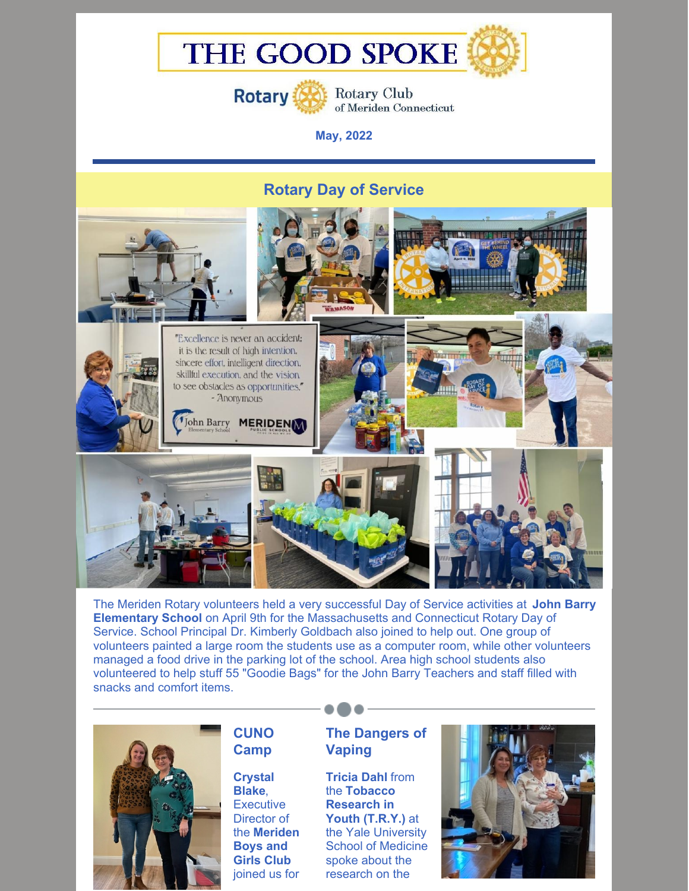# THE GOOD SPOKE

Rotary Club of Meriden Connecticut

**May, 2022**

## Rotary Day of Service

The Meriden Rotary volunteers held a very successful Day of Service activities at **John Barry Elementary School** on April 9th for the Massachusetts and Connecticut Rotary Day of Service. School Principal Dr. Kimberly Goldbach also joined to help out. One group of volunteers painted a large room the students use as a computer room, while other volunteers managed a food drive in the parking lot of the school. Area high school students also volunteered to help stuff 55 "Goodie Bags" for the John Barry Teachers and staff filled with snacks and comfort items.

## CUNO Camp

**Crystal Blake**, Executive Director of the **Meriden Boys and Girls Club** joined us for

## The Dangers of Vaping

**Tricia Dahl** from the **Tobacco Research in Youth (T.R.Y.)** at the Yale University School of Medicine spoke about the research on the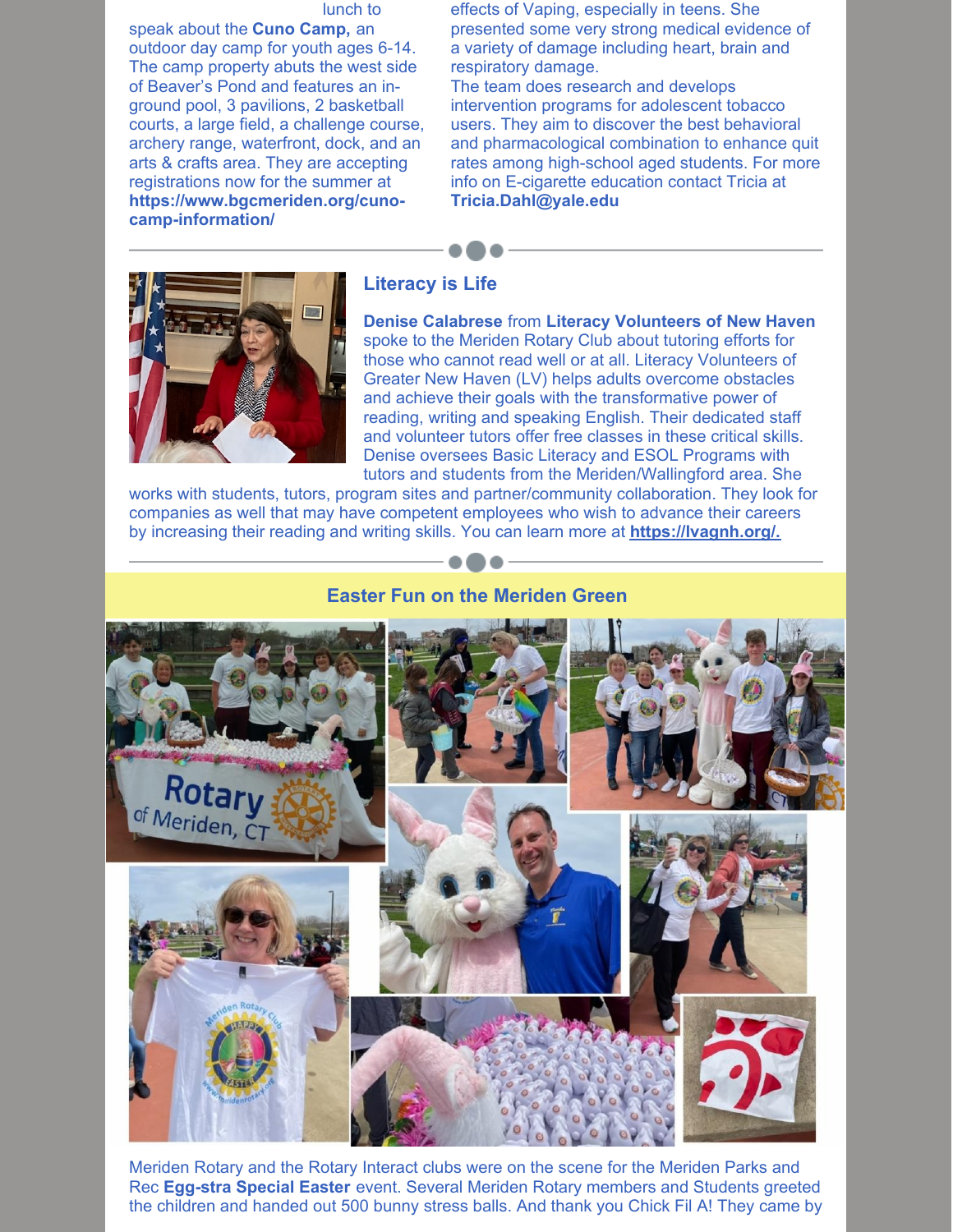lunch to speak about the **Cuno Camp,** an outdoor day camp for youth ages 6-14. The camp property abuts the west side of Beaver's Pond and features an in-ground pool, 3 pavilions, 2 basketball courts, a large field, a challenge course, archery range, waterfront, dock, and an arts & crafts area. They are accepting registrations now for the summer at **https://www.bgcmeriden.org/cuno-camp-information/**

effects of Vaping, especially in teens. She presented some very strong medical evidence of a variety of damage including heart, brain and respiratory damage.

The team does research and develops intervention programs for adolescent tobacco users. They aim to discover the best behavioral and pharmacological combination to enhance quit rates among high-school aged students. For more info on E-cigarette education contact Tricia at **Tricia.Dahl@yale.edu**

## Literacy is Life

**Denise Calabrese** from **Literacy Volunteers of New Haven** spoke to the Meriden Rotary Club about tutoring efforts for those who cannot read well or at all. Literacy Volunteers of Greater New Haven (LV) helps adults overcome obstacles and achieve their goals with the transformative power of reading, writing and speaking English. Their dedicated staff and volunteer tutors offer free classes in these critical skills. Denise oversees Basic Literacy and ESOL Programs with tutors and students from the Meriden/Wallingford area. She works with students, tutors, program sites and partner/community collaboration. They look for companies as well that may have competent employees who wish to advance their careers by increasing their reading and writing skills. You can learn more at **https://lvagnh.org/.**

## Easter Fun on the Meriden Green

Meriden Rotary and the Rotary Interact clubs were on the scene for the Meriden Parks and Rec **Egg-stra Special Easter** event. Several Meriden Rotary members and Students greeted the children and handed out 500 bunny stress balls. And thank you Chick Fil A! They came by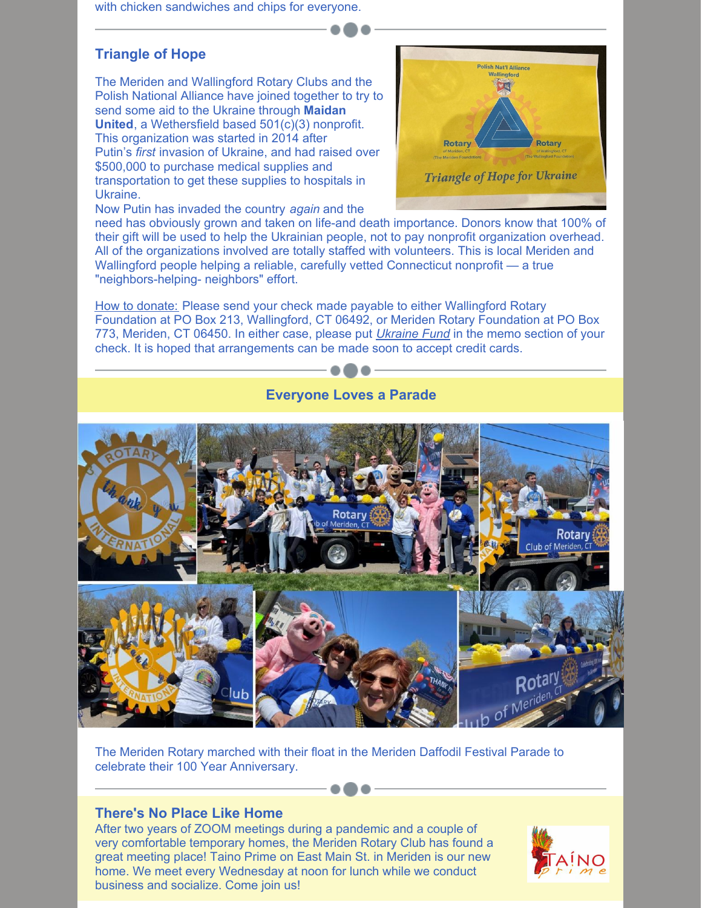with chicken sandwiches and chips for everyone.

## Triangle of Hope

The Meriden and Wallingford Rotary Clubs and the Polish National Alliance have joined together to try to send some aid to the Ukraine through **Maidan United**, a Wethersfield based 501(c)(3) nonprofit. This organization was started in 2014 after Putin's *first* invasion of Ukraine, and had raised over $500,000 to purchase medical supplies and transportation to get these supplies to hospitals in Ukraine.

Now Putin has invaded the country *again* and the need has obviously grown and taken on life-and death importance. Donors know that 100% of their gift will be used to help the Ukrainian people, not to pay nonprofit organization overhead. All of the organizations involved are totally staffed with volunteers. This is local Meriden and Wallingford people helping a reliable, carefully vetted Connecticut nonprofit — a true "neighbors-helping- neighbors" effort.

How to donate: Please send your check made payable to either Wallingford Rotary Foundation at PO Box 213, Wallingford, CT 06492, or Meriden Rotary Foundation at PO Box 773, Meriden, CT 06450. In either case, please put *Ukraine Fund* in the memo section of your check. It is hoped that arrangements can be made soon to accept credit cards.

## Everyone Loves a Parade

The Meriden Rotary marched with their float in the Meriden Daffodil Festival Parade to celebrate their 100 Year Anniversary.

## There's No Place Like Home

After two years of ZOOM meetings during a pandemic and a couple of very comfortable temporary homes, the Meriden Rotary Club has found a great meeting place! Taino Prime on East Main St. in Meriden is our new home. We meet every Wednesday at noon for lunch while we conduct business and socialize. Come join us!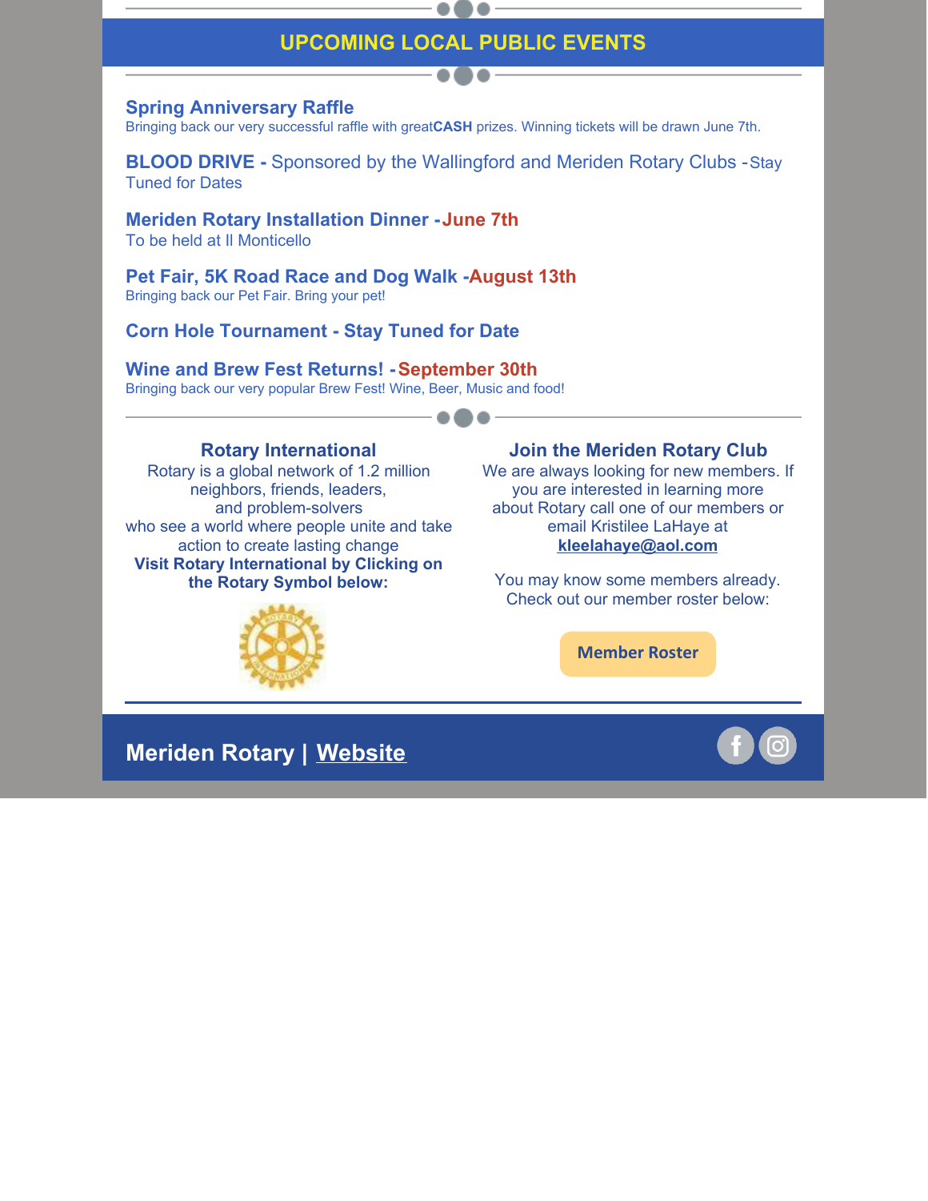## UPCOMING LOCAL PUBLIC EVENTS

**Spring Anniversary Raffle**
Bringing back our very successful raffle with great **CASH** prizes. Winning tickets will be drawn June 7th.

**BLOOD DRIVE -** Sponsored by the Wallingford and Meriden Rotary Clubs - Stay Tuned for Dates

**Meriden Rotary Installation Dinner - June 7th**
To be held at Il Monticello

**Pet Fair, 5K Road Race and Dog Walk - August 13th**
Bringing back our Pet Fair. Bring your pet!

**Corn Hole Tournament - Stay Tuned for Date**

**Wine and Brew Fest Returns! - September 30th**
Bringing back our very popular Brew Fest! Wine, Beer, Music and food!

### Rotary International

Rotary is a global network of 1.2 million neighbors, friends, leaders, and problem-solvers who see a world where people unite and take action to create lasting change

**Visit Rotary International by Clicking on the Rotary Symbol below:**

### Join the Meriden Rotary Club

We are always looking for new members. If you are interested in learning more about Rotary call one of our members or email Kristilee LaHaye at **kleelahaye@aol.com**

You may know some members already. Check out our member roster below:

**Member Roster**

**Meriden Rotary | Website**